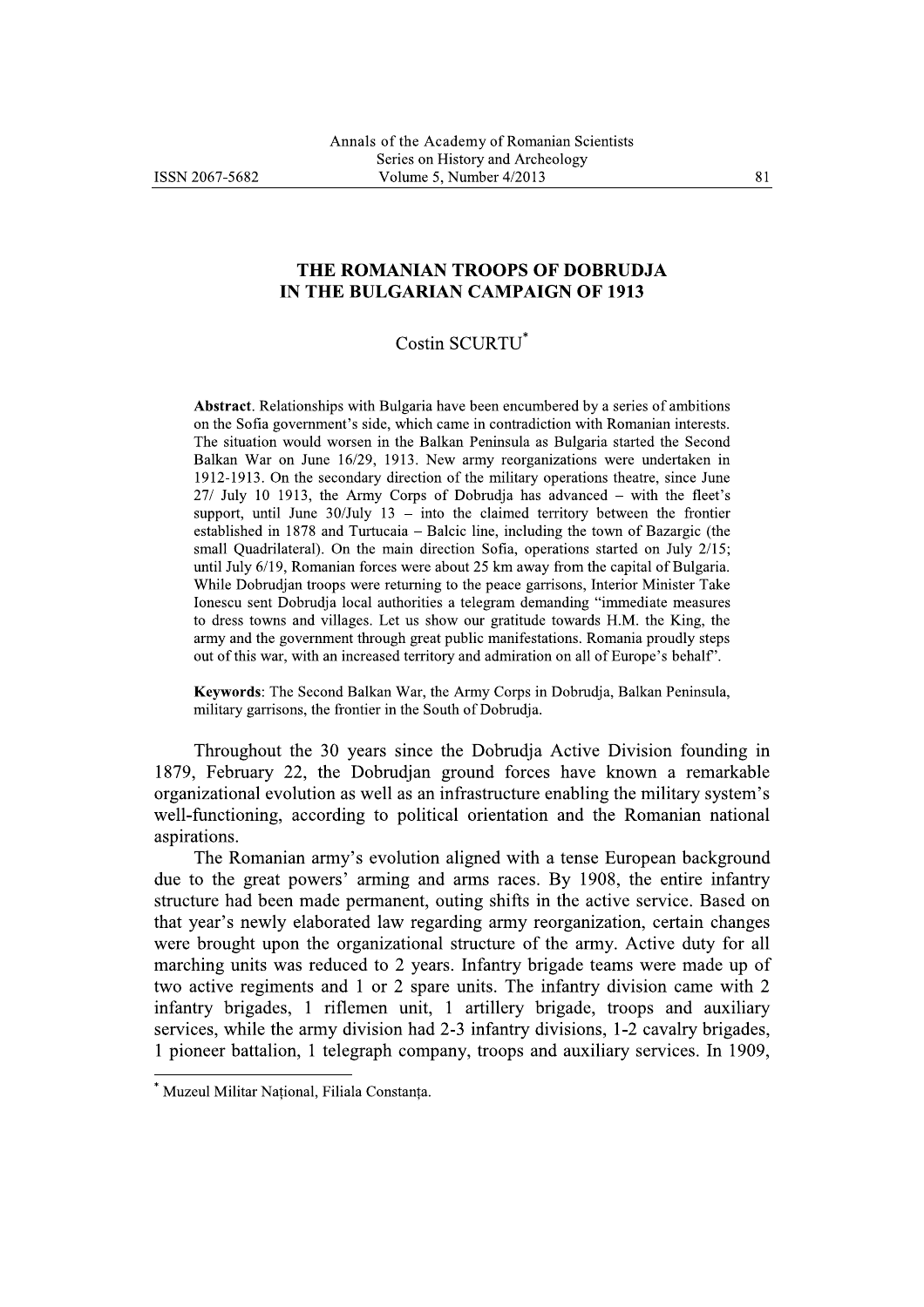# THE ROMANIAN TROOPS OF DOBRUDJA IN THE BULGARIAN CAMPAIGN OF 1913

Costin SCURTU[*]

**Abstract**. Relationships with Bulgaria have been encumbered by a series of ambitions on the Sofia government's side, which came in contradiction with Romanian interests. The situation would worsen in the Balkan Peninsula as Bulgaria started the Second Balkan War on June 16/29, 1913. New army reorganizations were undertaken in 1912-1913. On the secondary direction of the military operations theatre, since June 27/ July 10 1913, the Army Corps of Dobrudja has advanced – with the fleet's support, until June 30/July 13 – into the claimed territory between the frontier established in 1878 and Turtucaia – Balcic line, including the town of Bazargic (the small Quadrilateral). On the main direction Sofia, operations started on July 2/15; until July 6/19, Romanian forces were about 25 km away from the capital of Bulgaria. While Dobrudjan troops were returning to the peace garrisons, Interior Minister Take Ionescu sent Dobrudja local authorities a telegram demanding "immediate measures to dress towns and villages. Let us show our gratitude towards H.M. the King, the army and the government through great public manifestations. Romania proudly steps out of this war, with an increased territory and admiration on all of Europe's behalf".

**Keywords**: The Second Balkan War, the Army Corps in Dobrudja, Balkan Peninsula, military garrisons, the frontier in the South of Dobrudja.

Throughout the 30 years since the Dobrudja Active Division founding in 1879, February 22, the Dobrudjan ground forces have known a remarkable organizational evolution as well as an infrastructure enabling the military system's well-functioning, according to political orientation and the Romanian national aspirations.

The Romanian army's evolution aligned with a tense European background due to the great powers' arming and arms races. By 1908, the entire infantry structure had been made permanent, outing shifts in the active service. Based on that year's newly elaborated law regarding army reorganization, certain changes were brought upon the organizational structure of the army. Active duty for all marching units was reduced to 2 years. Infantry brigade teams were made up of two active regiments and 1 or 2 spare units. The infantry division came with 2 infantry brigades, 1 riflemen unit, 1 artillery brigade, troops and auxiliary services, while the army division had 2-3 infantry divisions, 1-2 cavalry brigades, 1 pioneer battalion, 1 telegraph company, troops and auxiliary services. In 1909,

---

[*] Muzeul Militar Național, Filiala Constanța.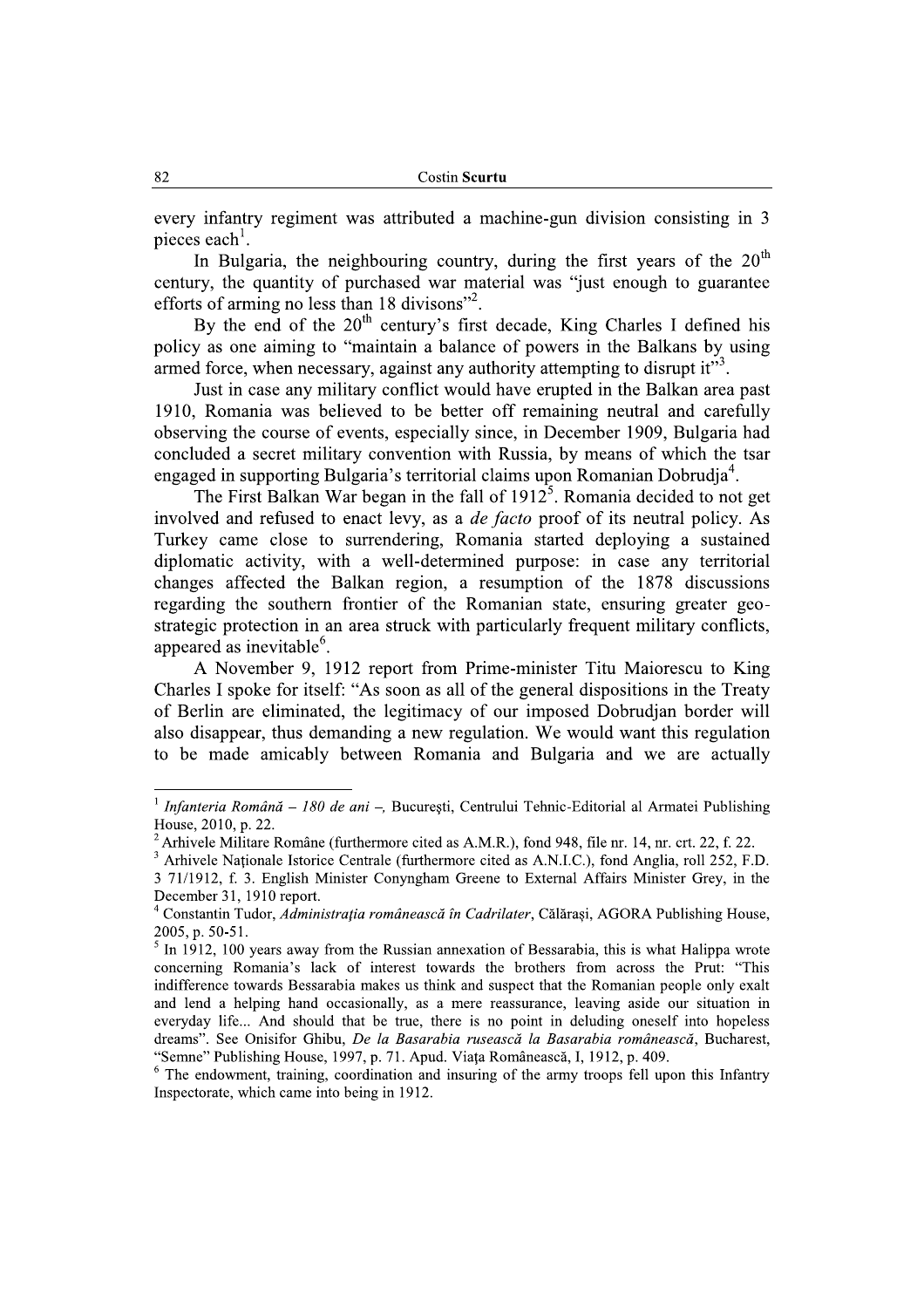every infantry regiment was attributed a machine-gun division consisting in 3 pieces each[1].

In Bulgaria, the neighbouring country, during the first years of the 20th century, the quantity of purchased war material was "just enough to guarantee efforts of arming no less than 18 divisons"[2].

By the end of the 20th century's first decade, King Charles I defined his policy as one aiming to "maintain a balance of powers in the Balkans by using armed force, when necessary, against any authority attempting to disrupt it"[3].

Just in case any military conflict would have erupted in the Balkan area past 1910, Romania was believed to be better off remaining neutral and carefully observing the course of events, especially since, in December 1909, Bulgaria had concluded a secret military convention with Russia, by means of which the tsar engaged in supporting Bulgaria's territorial claims upon Romanian Dobrudja[4].

The First Balkan War began in the fall of 1912[5]. Romania decided to not get involved and refused to enact levy, as a *de facto* proof of its neutral policy. As Turkey came close to surrendering, Romania started deploying a sustained diplomatic activity, with a well-determined purpose: in case any territorial changes affected the Balkan region, a resumption of the 1878 discussions regarding the southern frontier of the Romanian state, ensuring greater geo-strategic protection in an area struck with particularly frequent military conflicts, appeared as inevitable[6].

A November 9, 1912 report from Prime-minister Titu Maiorescu to King Charles I spoke for itself: "As soon as all of the general dispositions in the Treaty of Berlin are eliminated, the legitimacy of our imposed Dobrudjan border will also disappear, thus demanding a new regulation. We would want this regulation to be made amicably between Romania and Bulgaria and we are actually

---

[1] *Infanteria Română – 180 de ani –*, București, Centrului Tehnic-Editorial al Armatei Publishing House, 2010, p. 22.

[2] Arhivele Militare Române (furthermore cited as A.M.R.), fond 948, file nr. 14, nr. crt. 22, f. 22.

[3] Arhivele Naționale Istorice Centrale (furthermore cited as A.N.I.C.), fond Anglia, roll 252, F.D. 3 71/1912, f. 3. English Minister Conyngham Greene to External Affairs Minister Grey, in the December 31, 1910 report.

[4] Constantin Tudor, *Administrația românească în Cadrilater*, Călărași, AGORA Publishing House, 2005, p. 50-51.

[5] In 1912, 100 years away from the Russian annexation of Bessarabia, this is what Halippa wrote concerning Romania's lack of interest towards the brothers from across the Prut: "This indifference towards Bessarabia makes us think and suspect that the Romanian people only exalt and lend a helping hand occasionally, as a mere reassurance, leaving aside our situation in everyday life... And should that be true, there is no point in deluding oneself into hopeless dreams". See Onisifor Ghibu, *De la Basarabia rusească la Basarabia românească*, Bucharest, "Semne" Publishing House, 1997, p. 71. Apud. Viața Românească, I, 1912, p. 409.

[6] The endowment, training, coordination and insuring of the army troops fell upon this Infantry Inspectorate, which came into being in 1912.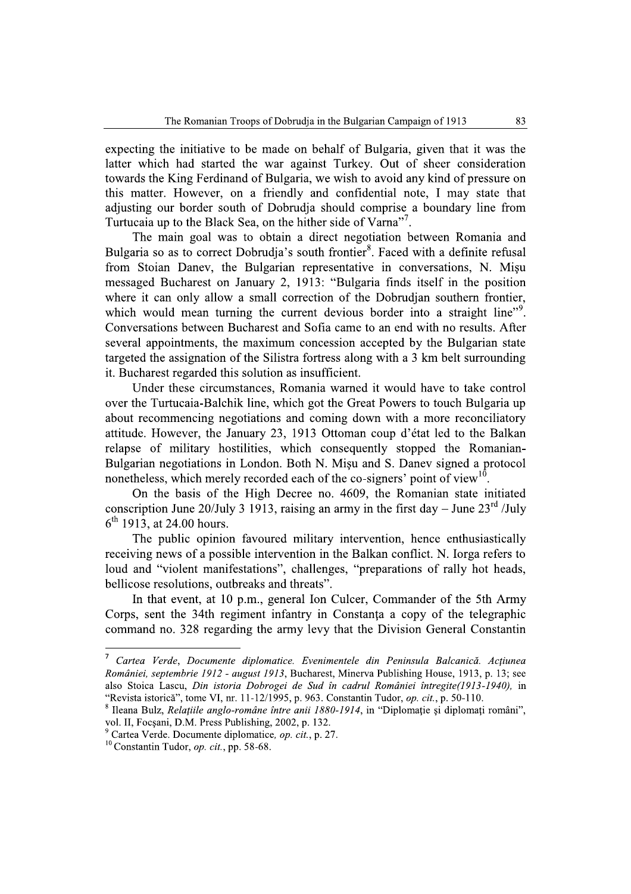expecting the initiative to be made on behalf of Bulgaria, given that it was the latter which had started the war against Turkey. Out of sheer consideration towards the King Ferdinand of Bulgaria, we wish to avoid any kind of pressure on this matter. However, on a friendly and confidential note, I may state that adjusting our border south of Dobrudja should comprise a boundary line from Turtucaia up to the Black Sea, on the hither side of Varna"[7].

The main goal was to obtain a direct negotiation between Romania and Bulgaria so as to correct Dobrudja's south frontier[8]. Faced with a definite refusal from Stoian Danev, the Bulgarian representative in conversations, N. Mişu messaged Bucharest on January 2, 1913: "Bulgaria finds itself in the position where it can only allow a small correction of the Dobrudjan southern frontier, which would mean turning the current devious border into a straight line"[9]. Conversations between Bucharest and Sofia came to an end with no results. After several appointments, the maximum concession accepted by the Bulgarian state targeted the assignation of the Silistra fortress along with a 3 km belt surrounding it. Bucharest regarded this solution as insufficient.

Under these circumstances, Romania warned it would have to take control over the Turtucaia-Balchik line, which got the Great Powers to touch Bulgaria up about recommencing negotiations and coming down with a more reconciliatory attitude. However, the January 23, 1913 Ottoman coup d'état led to the Balkan relapse of military hostilities, which consequently stopped the Romanian-Bulgarian negotiations in London. Both N. Mişu and S. Danev signed a protocol nonetheless, which merely recorded each of the co-signers' point of view[10].

On the basis of the High Decree no. 4609, the Romanian state initiated conscription June 20/July 3 1913, raising an army in the first day – June 23rd /July 6th 1913, at 24.00 hours.

The public opinion favoured military intervention, hence enthusiastically receiving news of a possible intervention in the Balkan conflict. N. Iorga refers to loud and "violent manifestations", challenges, "preparations of rally hot heads, bellicose resolutions, outbreaks and threats".

In that event, at 10 p.m., general Ion Culcer, Commander of the 5th Army Corps, sent the 34th regiment infantry in Constanţa a copy of the telegraphic command no. 328 regarding the army levy that the Division General Constantin

---

[7] *Cartea Verde, Documente diplomatice. Evenimentele din Peninsula Balcanică. Acţiunea României, septembrie 1912 - august 1913*, Bucharest, Minerva Publishing House, 1913, p. 13; see also Stoica Lascu, *Din istoria Dobrogei de Sud în cadrul României întregite(1913-1940),* in "Revista istorică", tome VI, nr. 11-12/1995, p. 963. Constantin Tudor, *op. cit.*, p. 50-110.

[8] Ileana Bulz, *Relaţiile anglo-române între anii 1880-1914*, in "Diplomaţie şi diplomaţi români", vol. II, Focşani, D.M. Press Publishing, 2002, p. 132.

[9] Cartea Verde. Documente diplomatice, *op. cit.*, p. 27.

[10] Constantin Tudor, *op. cit.*, pp. 58-68.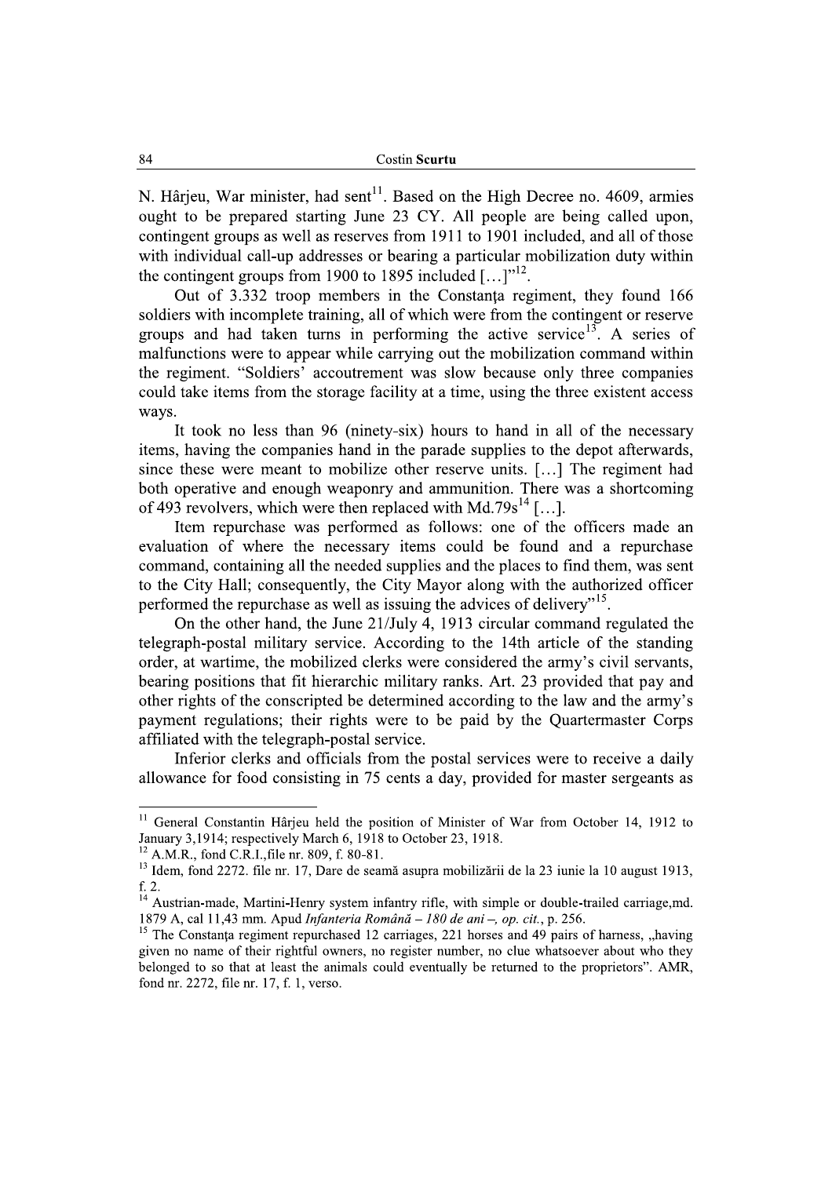N. Hârjeu, War minister, had sent[11]. Based on the High Decree no. 4609, armies ought to be prepared starting June 23 CY. All people are being called upon, contingent groups as well as reserves from 1911 to 1901 included, and all of those with individual call-up addresses or bearing a particular mobilization duty within the contingent groups from 1900 to 1895 included […]"[12].

Out of 3.332 troop members in the Constanţa regiment, they found 166 soldiers with incomplete training, all of which were from the contingent or reserve groups and had taken turns in performing the active service[13]. A series of malfunctions were to appear while carrying out the mobilization command within the regiment. "Soldiers' accoutrement was slow because only three companies could take items from the storage facility at a time, using the three existent access ways.

It took no less than 96 (ninety-six) hours to hand in all of the necessary items, having the companies hand in the parade supplies to the depot afterwards, since these were meant to mobilize other reserve units. […] The regiment had both operative and enough weaponry and ammunition. There was a shortcoming of 493 revolvers, which were then replaced with Md.79s[14] […].

Item repurchase was performed as follows: one of the officers made an evaluation of where the necessary items could be found and a repurchase command, containing all the needed supplies and the places to find them, was sent to the City Hall; consequently, the City Mayor along with the authorized officer performed the repurchase as well as issuing the advices of delivery"[15].

On the other hand, the June 21/July 4, 1913 circular command regulated the telegraph-postal military service. According to the 14th article of the standing order, at wartime, the mobilized clerks were considered the army's civil servants, bearing positions that fit hierarchic military ranks. Art. 23 provided that pay and other rights of the conscripted be determined according to the law and the army's payment regulations; their rights were to be paid by the Quartermaster Corps affiliated with the telegraph-postal service.

Inferior clerks and officials from the postal services were to receive a daily allowance for food consisting in 75 cents a day, provided for master sergeants as

---

[11] General Constantin Hârjeu held the position of Minister of War from October 14, 1912 to January 3,1914; respectively March 6, 1918 to October 23, 1918.

[12] A.M.R., fond C.R.I.,file nr. 809, f. 80-81.

[13] Idem, fond 2272. file nr. 17, Dare de seamă asupra mobilizării de la 23 iunie la 10 august 1913, f. 2.

[14] Austrian-made, Martini-Henry system infantry rifle, with simple or double-trailed carriage,md. 1879 A, cal 11,43 mm. Apud *Infanteria Română – 180 de ani –, op. cit.*, p. 256.

[15] The Constanţa regiment repurchased 12 carriages, 221 horses and 49 pairs of harness, „having given no name of their rightful owners, no register number, no clue whatsoever about who they belonged to so that at least the animals could eventually be returned to the proprietors". AMR, fond nr. 2272, file nr. 17, f. 1, verso.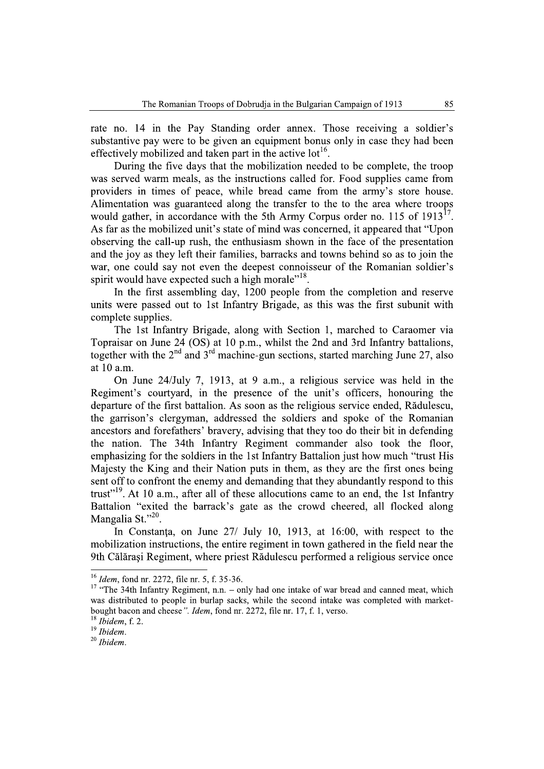rate no. 14 in the Pay Standing order annex. Those receiving a soldier's substantive pay were to be given an equipment bonus only in case they had been effectively mobilized and taken part in the active lot[16].

During the five days that the mobilization needed to be complete, the troop was served warm meals, as the instructions called for. Food supplies came from providers in times of peace, while bread came from the army's store house. Alimentation was guaranteed along the transfer to the to the area where troops would gather, in accordance with the 5th Army Corpus order no. 115 of 1913[17]. As far as the mobilized unit's state of mind was concerned, it appeared that "Upon observing the call-up rush, the enthusiasm shown in the face of the presentation and the joy as they left their families, barracks and towns behind so as to join the war, one could say not even the deepest connoisseur of the Romanian soldier's spirit would have expected such a high morale"[18].

In the first assembling day, 1200 people from the completion and reserve units were passed out to 1st Infantry Brigade, as this was the first subunit with complete supplies.

The 1st Infantry Brigade, along with Section 1, marched to Caraomer via Topraisar on June 24 (OS) at 10 p.m., whilst the 2nd and 3rd Infantry battalions, together with the 2nd and 3rd machine-gun sections, started marching June 27, also at 10 a.m.

On June 24/July 7, 1913, at 9 a.m., a religious service was held in the Regiment's courtyard, in the presence of the unit's officers, honouring the departure of the first battalion. As soon as the religious service ended, Rădulescu, the garrison's clergyman, addressed the soldiers and spoke of the Romanian ancestors and forefathers' bravery, advising that they too do their bit in defending the nation. The 34th Infantry Regiment commander also took the floor, emphasizing for the soldiers in the 1st Infantry Battalion just how much "trust His Majesty the King and their Nation puts in them, as they are the first ones being sent off to confront the enemy and demanding that they abundantly respond to this trust"[19]. At 10 a.m., after all of these allocutions came to an end, the 1st Infantry Battalion "exited the barrack's gate as the crowd cheered, all flocked along Mangalia St."[20].

In Constanța, on June 27/ July 10, 1913, at 16:00, with respect to the mobilization instructions, the entire regiment in town gathered in the field near the 9th Călărași Regiment, where priest Rădulescu performed a religious service once

---

[16] *Idem*, fond nr. 2272, file nr. 5, f. 35-36.

[17] "The 34th Infantry Regiment, n.n. – only had one intake of war bread and canned meat, which was distributed to people in burlap sacks, while the second intake was completed with market-bought bacon and cheese". *Idem*, fond nr. 2272, file nr. 17, f. 1, verso.

[18] *Ibidem*, f. 2.

[19] *Ibidem*.

[20] *Ibidem*.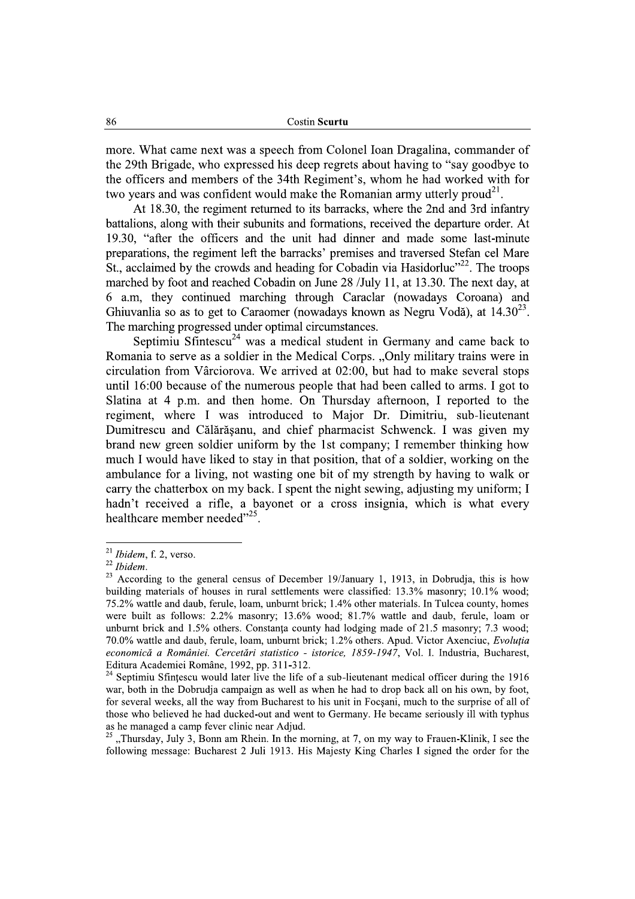more. What came next was a speech from Colonel Ioan Dragalina, commander of the 29th Brigade, who expressed his deep regrets about having to "say goodbye to the officers and members of the 34th Regiment's, whom he had worked with for two years and was confident would make the Romanian army utterly proud[21].

At 18.30, the regiment returned to its barracks, where the 2nd and 3rd infantry battalions, along with their subunits and formations, received the departure order. At 19.30, "after the officers and the unit had dinner and made some last-minute preparations, the regiment left the barracks' premises and traversed Stefan cel Mare St., acclaimed by the crowds and heading for Cobadin via Hasidorluc"[22]. The troops marched by foot and reached Cobadin on June 28 /July 11, at 13.30. The next day, at 6 a.m, they continued marching through Caraclar (nowadays Coroana) and Ghiuvanlia so as to get to Caraomer (nowadays known as Negru Vodă), at 14.30[23]. The marching progressed under optimal circumstances.

Septimiu Sfintescu[24] was a medical student in Germany and came back to Romania to serve as a soldier in the Medical Corps. „Only military trains were in circulation from Vârciorova. We arrived at 02:00, but had to make several stops until 16:00 because of the numerous people that had been called to arms. I got to Slatina at 4 p.m. and then home. On Thursday afternoon, I reported to the regiment, where I was introduced to Major Dr. Dimitriu, sub-lieutenant Dumitrescu and Călărăşanu, and chief pharmacist Schwenck. I was given my brand new green soldier uniform by the 1st company; I remember thinking how much I would have liked to stay in that position, that of a soldier, working on the ambulance for a living, not wasting one bit of my strength by having to walk or carry the chatterbox on my back. I spent the night sewing, adjusting my uniform; I hadn't received a rifle, a bayonet or a cross insignia, which is what every healthcare member needed"[25].

---

[21] *Ibidem*, f. 2, verso.

[22] *Ibidem*.

[23] According to the general census of December 19/January 1, 1913, in Dobrudja, this is how building materials of houses in rural settlements were classified: 13.3% masonry; 10.1% wood; 75.2% wattle and daub, ferule, loam, unburnt brick; 1.4% other materials. In Tulcea county, homes were built as follows: 2.2% masonry; 13.6% wood; 81.7% wattle and daub, ferule, loam or unburnt brick and 1.5% others. Constanța county had lodging made of 21.5 masonry; 7.3 wood; 70.0% wattle and daub, ferule, loam, unburnt brick; 1.2% others. Apud. Victor Axenciuc, *Evoluția economică a României. Cercetări statistico - istorice, 1859-1947*, Vol. I. Industria, Bucharest, Editura Academiei Române, 1992, pp. 311-312.

[24] Septimiu Sfințescu would later live the life of a sub-lieutenant medical officer during the 1916 war, both in the Dobrudja campaign as well as when he had to drop back all on his own, by foot, for several weeks, all the way from Bucharest to his unit in Focşani, much to the surprise of all of those who believed he had ducked-out and went to Germany. He became seriously ill with typhus as he managed a camp fever clinic near Adjud.

[25] „Thursday, July 3, Bonn am Rhein. In the morning, at 7, on my way to Frauen-Klinik, I see the following message: Bucharest 2 Juli 1913. His Majesty King Charles I signed the order for the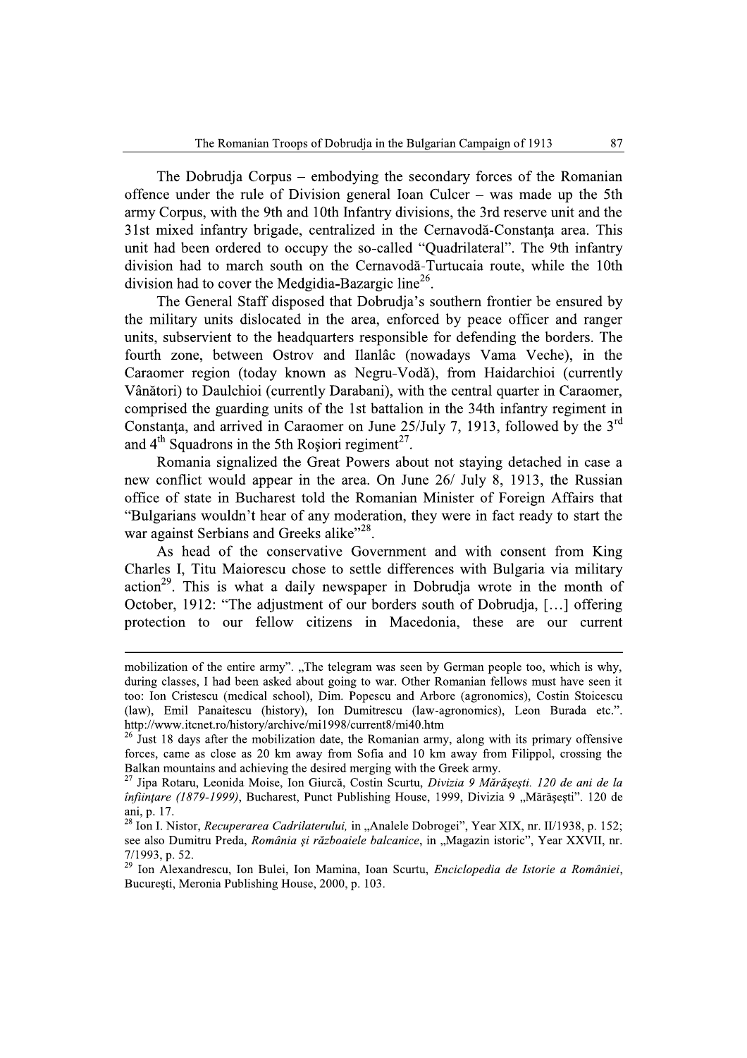The Dobrudja Corpus – embodying the secondary forces of the Romanian offence under the rule of Division general Ioan Culcer – was made up the 5th army Corpus, with the 9th and 10th Infantry divisions, the 3rd reserve unit and the 31st mixed infantry brigade, centralized in the Cernavodă-Constanţa area. This unit had been ordered to occupy the so-called "Quadrilateral". The 9th infantry division had to march south on the Cernavodă-Turtucaia route, while the 10th division had to cover the Medgidia-Bazargic line[26].

The General Staff disposed that Dobrudja's southern frontier be ensured by the military units dislocated in the area, enforced by peace officer and ranger units, subservient to the headquarters responsible for defending the borders. The fourth zone, between Ostrov and Ilanlâc (nowadays Vama Veche), in the Caraomer region (today known as Negru-Vodă), from Haidarchioi (currently Vânători) to Daulchioi (currently Darabani), with the central quarter in Caraomer, comprised the guarding units of the 1st battalion in the 34th infantry regiment in Constanţa, and arrived in Caraomer on June 25/July 7, 1913, followed by the 3rd and 4th Squadrons in the 5th Roşiori regiment[27].

Romania signalized the Great Powers about not staying detached in case a new conflict would appear in the area. On June 26/ July 8, 1913, the Russian office of state in Bucharest told the Romanian Minister of Foreign Affairs that "Bulgarians wouldn't hear of any moderation, they were in fact ready to start the war against Serbians and Greeks alike"[28].

As head of the conservative Government and with consent from King Charles I, Titu Maiorescu chose to settle differences with Bulgaria via military action[29]. This is what a daily newspaper in Dobrudja wrote in the month of October, 1912: "The adjustment of our borders south of Dobrudja, […] offering protection to our fellow citizens in Macedonia, these are our current

---

mobilization of the entire army". „The telegram was seen by German people too, which is why, during classes, I had been asked about going to war. Other Romanian fellows must have seen it too: Ion Cristescu (medical school), Dim. Popescu and Arbore (agronomics), Costin Stoicescu (law), Emil Panaitescu (history), Ion Dumitrescu (law-agronomics), Leon Burada etc.". http://www.itcnet.ro/history/archive/mi1998/current8/mi40.htm

[26] Just 18 days after the mobilization date, the Romanian army, along with its primary offensive forces, came as close as 20 km away from Sofia and 10 km away from Filippol, crossing the Balkan mountains and achieving the desired merging with the Greek army.

[27] Jipa Rotaru, Leonida Moise, Ion Giurcă, Costin Scurtu, *Divizia 9 Mărăşeşti. 120 de ani de la înfiinţare (1879-1999)*, Bucharest, Punct Publishing House, 1999, Divizia 9 „Mărăşeşti". 120 de ani, p. 17.

[28] Ion I. Nistor, *Recuperarea Cadrilaterului,* in „Analele Dobrogei", Year XIX, nr. II/1938, p. 152; see also Dumitru Preda, *România şi războiele balcanice*, in „Magazin istoric", Year XXVII, nr. 7/1993, p. 52.

[29] Ion Alexandrescu, Ion Bulei, Ion Mamina, Ioan Scurtu, *Enciclopedia de Istorie a României*, Bucureşti, Meronia Publishing House, 2000, p. 103.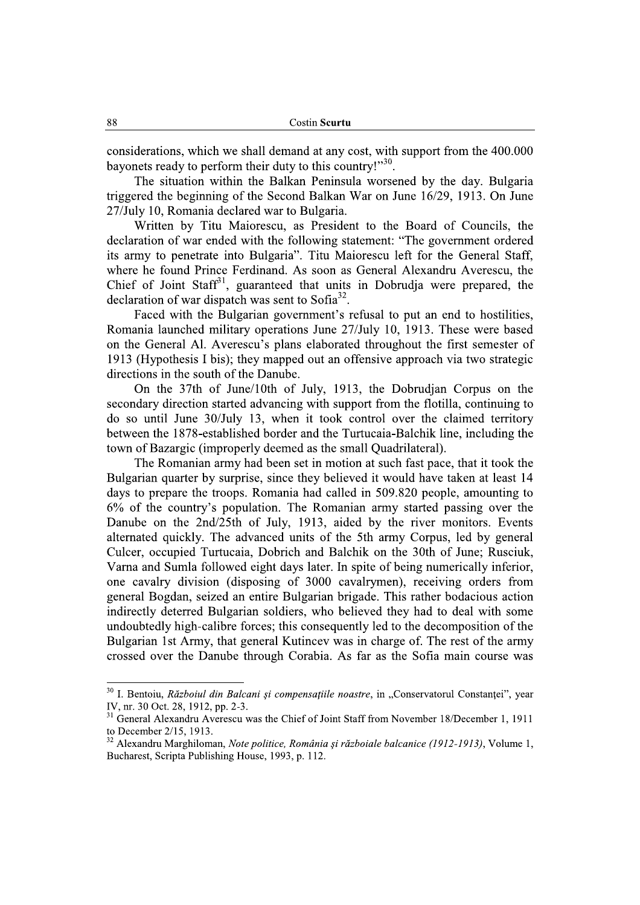considerations, which we shall demand at any cost, with support from the 400.000 bayonets ready to perform their duty to this country!"[30].

The situation within the Balkan Peninsula worsened by the day. Bulgaria triggered the beginning of the Second Balkan War on June 16/29, 1913. On June 27/July 10, Romania declared war to Bulgaria.

Written by Titu Maiorescu, as President to the Board of Councils, the declaration of war ended with the following statement: "The government ordered its army to penetrate into Bulgaria". Titu Maiorescu left for the General Staff, where he found Prince Ferdinand. As soon as General Alexandru Averescu, the Chief of Joint Staff[31], guaranteed that units in Dobrudja were prepared, the declaration of war dispatch was sent to Sofia[32].

Faced with the Bulgarian government's refusal to put an end to hostilities, Romania launched military operations June 27/July 10, 1913. These were based on the General Al. Averescu's plans elaborated throughout the first semester of 1913 (Hypothesis I bis); they mapped out an offensive approach via two strategic directions in the south of the Danube.

On the 37th of June/10th of July, 1913, the Dobrudjan Corpus on the secondary direction started advancing with support from the flotilla, continuing to do so until June 30/July 13, when it took control over the claimed territory between the 1878-established border and the Turtucaia-Balchik line, including the town of Bazargic (improperly deemed as the small Quadrilateral).

The Romanian army had been set in motion at such fast pace, that it took the Bulgarian quarter by surprise, since they believed it would have taken at least 14 days to prepare the troops. Romania had called in 509.820 people, amounting to 6% of the country's population. The Romanian army started passing over the Danube on the 2nd/25th of July, 1913, aided by the river monitors. Events alternated quickly. The advanced units of the 5th army Corpus, led by general Culcer, occupied Turtucaia, Dobrich and Balchik on the 30th of June; Rusciuk, Varna and Sumla followed eight days later. In spite of being numerically inferior, one cavalry division (disposing of 3000 cavalrymen), receiving orders from general Bogdan, seized an entire Bulgarian brigade. This rather bodacious action indirectly deterred Bulgarian soldiers, who believed they had to deal with some undoubtedly high-calibre forces; this consequently led to the decomposition of the Bulgarian 1st Army, that general Kutincev was in charge of. The rest of the army crossed over the Danube through Corabia. As far as the Sofia main course was

---

[30] I. Bentoiu, *Războiul din Balcani și compensațiile noastre*, in „Conservatorul Constanței", year IV, nr. 30 Oct. 28, 1912, pp. 2-3.

[31] General Alexandru Averescu was the Chief of Joint Staff from November 18/December 1, 1911 to December 2/15, 1913.

[32] Alexandru Marghiloman, *Note politice, România și războiale balcanice (1912-1913)*, Volume 1, Bucharest, Scripta Publishing House, 1993, p. 112.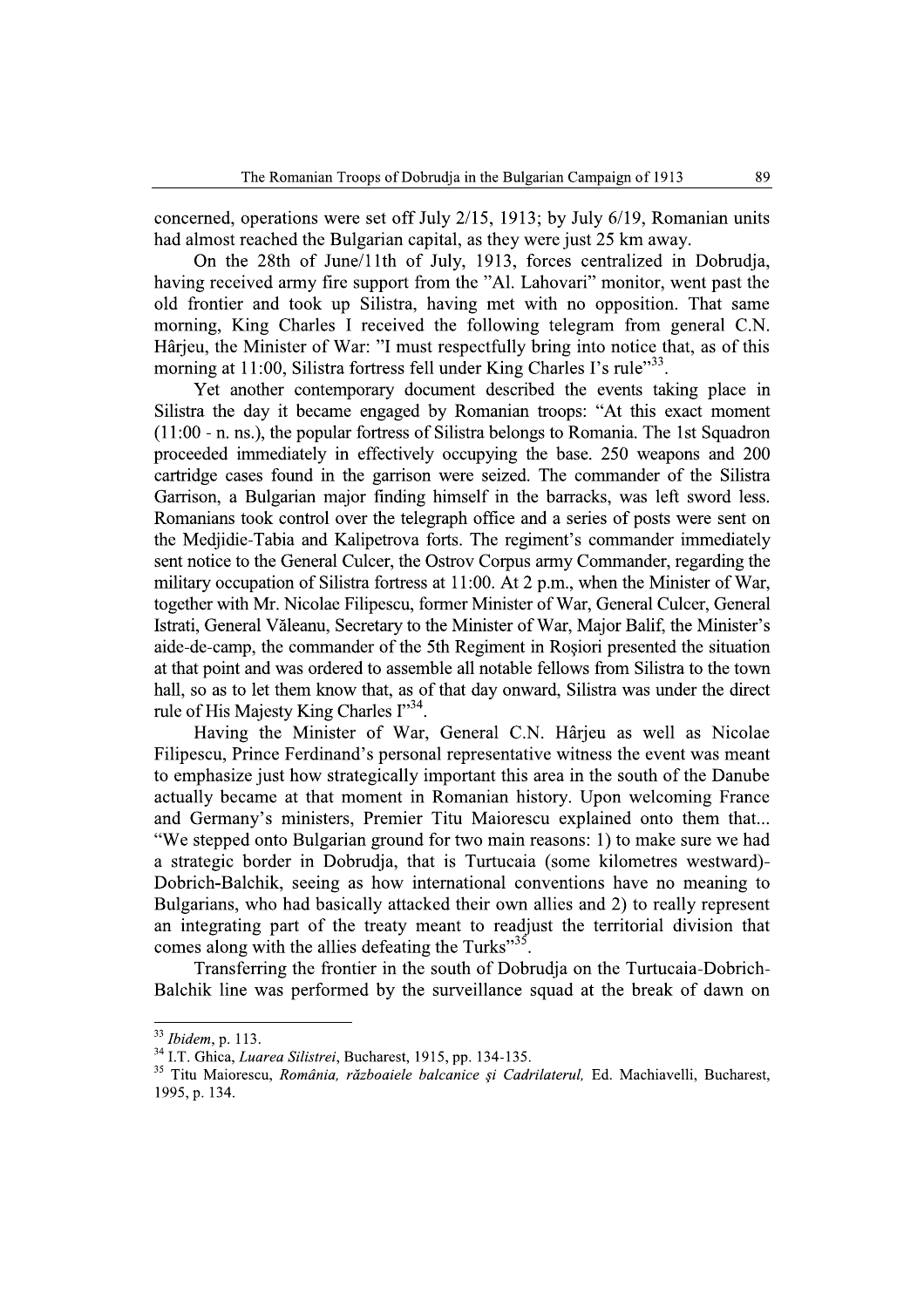concerned, operations were set off July 2/15, 1913; by July 6/19, Romanian units had almost reached the Bulgarian capital, as they were just 25 km away.

On the 28th of June/11th of July, 1913, forces centralized in Dobrudja, having received army fire support from the "Al. Lahovari" monitor, went past the old frontier and took up Silistra, having met with no opposition. That same morning, King Charles I received the following telegram from general C.N. Hârjeu, the Minister of War: "I must respectfully bring into notice that, as of this morning at 11:00, Silistra fortress fell under King Charles I's rule"[33].

Yet another contemporary document described the events taking place in Silistra the day it became engaged by Romanian troops: "At this exact moment (11:00 - n. ns.), the popular fortress of Silistra belongs to Romania. The 1st Squadron proceeded immediately in effectively occupying the base. 250 weapons and 200 cartridge cases found in the garrison were seized. The commander of the Silistra Garrison, a Bulgarian major finding himself in the barracks, was left sword less. Romanians took control over the telegraph office and a series of posts were sent on the Medjidie-Tabia and Kalipetrova forts. The regiment's commander immediately sent notice to the General Culcer, the Ostrov Corpus army Commander, regarding the military occupation of Silistra fortress at 11:00. At 2 p.m., when the Minister of War, together with Mr. Nicolae Filipescu, former Minister of War, General Culcer, General Istrati, General Văleanu, Secretary to the Minister of War, Major Balif, the Minister's aide-de-camp, the commander of the 5th Regiment in Roșiori presented the situation at that point and was ordered to assemble all notable fellows from Silistra to the town hall, so as to let them know that, as of that day onward, Silistra was under the direct rule of His Majesty King Charles I"[34].

Having the Minister of War, General C.N. Hârjeu as well as Nicolae Filipescu, Prince Ferdinand's personal representative witness the event was meant to emphasize just how strategically important this area in the south of the Danube actually became at that moment in Romanian history. Upon welcoming France and Germany's ministers, Premier Titu Maiorescu explained onto them that... "We stepped onto Bulgarian ground for two main reasons: 1) to make sure we had a strategic border in Dobrudja, that is Turtucaia (some kilometres westward)-Dobrich-Balchik, seeing as how international conventions have no meaning to Bulgarians, who had basically attacked their own allies and 2) to really represent an integrating part of the treaty meant to readjust the territorial division that comes along with the allies defeating the Turks"[35].

Transferring the frontier in the south of Dobrudja on the Turtucaia-Dobrich-Balchik line was performed by the surveillance squad at the break of dawn on

---

[33] *Ibidem*, p. 113.

[34] I.T. Ghica, *Luarea Silistrei*, Bucharest, 1915, pp. 134-135.

[35] Titu Maiorescu, *România, războaiele balcanice și Cadrilaterul,* Ed. Machiavelli, Bucharest, 1995, p. 134.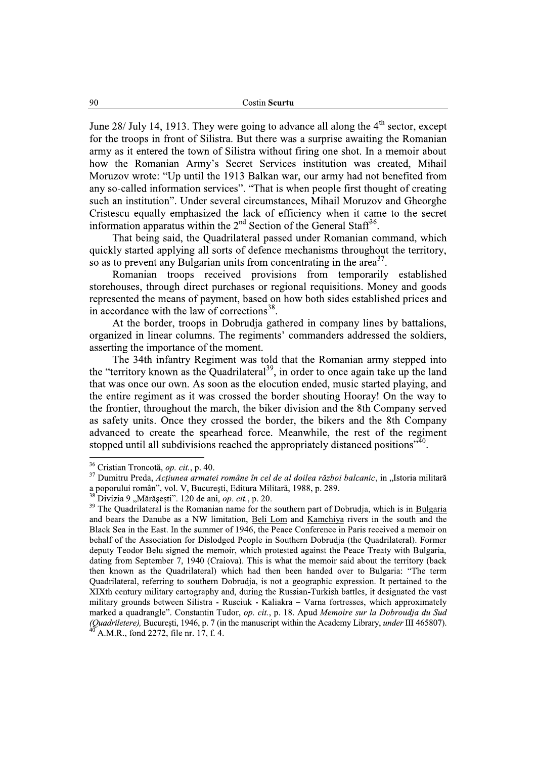June 28/ July 14, 1913. They were going to advance all along the 4th sector, except for the troops in front of Silistra. But there was a surprise awaiting the Romanian army as it entered the town of Silistra without firing one shot. In a memoir about how the Romanian Army's Secret Services institution was created, Mihail Moruzov wrote: "Up until the 1913 Balkan war, our army had not benefited from any so-called information services". "That is when people first thought of creating such an institution". Under several circumstances, Mihail Moruzov and Gheorghe Cristescu equally emphasized the lack of efficiency when it came to the secret information apparatus within the 2nd Section of the General Staff[36].

That being said, the Quadrilateral passed under Romanian command, which quickly started applying all sorts of defence mechanisms throughout the territory, so as to prevent any Bulgarian units from concentrating in the area[37].

Romanian troops received provisions from temporarily established storehouses, through direct purchases or regional requisitions. Money and goods represented the means of payment, based on how both sides established prices and in accordance with the law of corrections[38].

At the border, troops in Dobrudja gathered in company lines by battalions, organized in linear columns. The regiments' commanders addressed the soldiers, asserting the importance of the moment.

The 34th infantry Regiment was told that the Romanian army stepped into the "territory known as the Quadrilateral[39], in order to once again take up the land that was once our own. As soon as the elocution ended, music started playing, and the entire regiment as it was crossed the border shouting Hooray! On the way to the frontier, throughout the march, the biker division and the 8th Company served as safety units. Once they crossed the border, the bikers and the 8th Company advanced to create the spearhead force. Meanwhile, the rest of the regiment stopped until all subdivisions reached the appropriately distanced positions"[40].

---

[36] Cristian Troncotă, *op. cit.*, p. 40.

[37] Dumitru Preda, *Acțiunea armatei române în cel de al doilea război balcanic*, in „Istoria militară a poporului român", vol. V, București, Editura Militară, 1988, p. 289.

[38] Divizia 9 „Mărășești". 120 de ani, *op. cit.*, p. 20.

[39] The Quadrilateral is the Romanian name for the southern part of Dobrudja, which is in Bulgaria and bears the Danube as a NW limitation, Beli Lom and Kamchiya rivers in the south and the Black Sea in the East. In the summer of 1946, the Peace Conference in Paris received a memoir on behalf of the Association for Dislodged People in Southern Dobrudja (the Quadrilateral). Former deputy Teodor Belu signed the memoir, which protested against the Peace Treaty with Bulgaria, dating from September 7, 1940 (Craiova). This is what the memoir said about the territory (back then known as the Quadrilateral) which had then been handed over to Bulgaria: "The term Quadrilateral, referring to southern Dobrudja, is not a geographic expression. It pertained to the XIXth century military cartography and, during the Russian-Turkish battles, it designated the vast military grounds between Silistra - Rusciuk - Kaliakra – Varna fortresses, which approximately marked a quadrangle". Constantin Tudor, *op. cit.*, p. 18. Apud *Memoire sur la Dobroudja du Sud (Quadriletere),* București, 1946, p. 7 (in the manuscript within the Academy Library, *under* III 465807).

[40] A.M.R., fond 2272, file nr. 17, f. 4.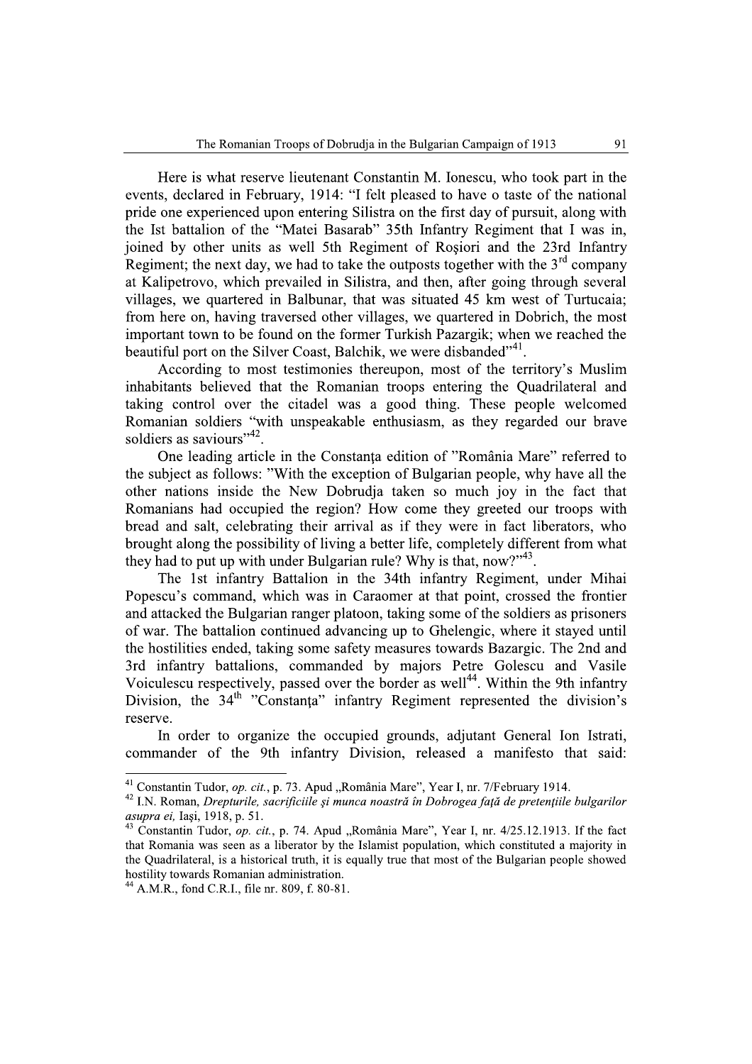Here is what reserve lieutenant Constantin M. Ionescu, who took part in the events, declared in February, 1914: "I felt pleased to have o taste of the national pride one experienced upon entering Silistra on the first day of pursuit, along with the Ist battalion of the "Matei Basarab" 35th Infantry Regiment that I was in, joined by other units as well 5th Regiment of Roşiori and the 23rd Infantry Regiment; the next day, we had to take the outposts together with the 3rd company at Kalipetrovo, which prevailed in Silistra, and then, after going through several villages, we quartered in Balbunar, that was situated 45 km west of Turtucaia; from here on, having traversed other villages, we quartered in Dobrich, the most important town to be found on the former Turkish Pazargik; when we reached the beautiful port on the Silver Coast, Balchik, we were disbanded"[41].

According to most testimonies thereupon, most of the territory's Muslim inhabitants believed that the Romanian troops entering the Quadrilateral and taking control over the citadel was a good thing. These people welcomed Romanian soldiers "with unspeakable enthusiasm, as they regarded our brave soldiers as saviours"[42].

One leading article in the Constanţa edition of "România Mare" referred to the subject as follows: "With the exception of Bulgarian people, why have all the other nations inside the New Dobrudja taken so much joy in the fact that Romanians had occupied the region? How come they greeted our troops with bread and salt, celebrating their arrival as if they were in fact liberators, who brought along the possibility of living a better life, completely different from what they had to put up with under Bulgarian rule? Why is that, now?"[43].

The 1st infantry Battalion in the 34th infantry Regiment, under Mihai Popescu's command, which was in Caraomer at that point, crossed the frontier and attacked the Bulgarian ranger platoon, taking some of the soldiers as prisoners of war. The battalion continued advancing up to Ghelengic, where it stayed until the hostilities ended, taking some safety measures towards Bazargic. The 2nd and 3rd infantry battalions, commanded by majors Petre Golescu and Vasile Voiculescu respectively, passed over the border as well[44]. Within the 9th infantry Division, the 34th "Constanţa" infantry Regiment represented the division's reserve.

In order to organize the occupied grounds, adjutant General Ion Istrati, commander of the 9th infantry Division, released a manifesto that said:

---

[41] Constantin Tudor, *op. cit.*, p. 73. Apud „România Mare", Year I, nr. 7/February 1914.

[42] I.N. Roman, *Drepturile, sacrificiile şi munca noastră în Dobrogea faţă de pretenţiile bulgarilor asupra ei*, Iaşi, 1918, p. 51.

[43] Constantin Tudor, *op. cit.*, p. 74. Apud „România Mare", Year I, nr. 4/25.12.1913. If the fact that Romania was seen as a liberator by the Islamist population, which constituted a majority in the Quadrilateral, is a historical truth, it is equally true that most of the Bulgarian people showed hostility towards Romanian administration.

[44] A.M.R., fond C.R.I., file nr. 809, f. 80-81.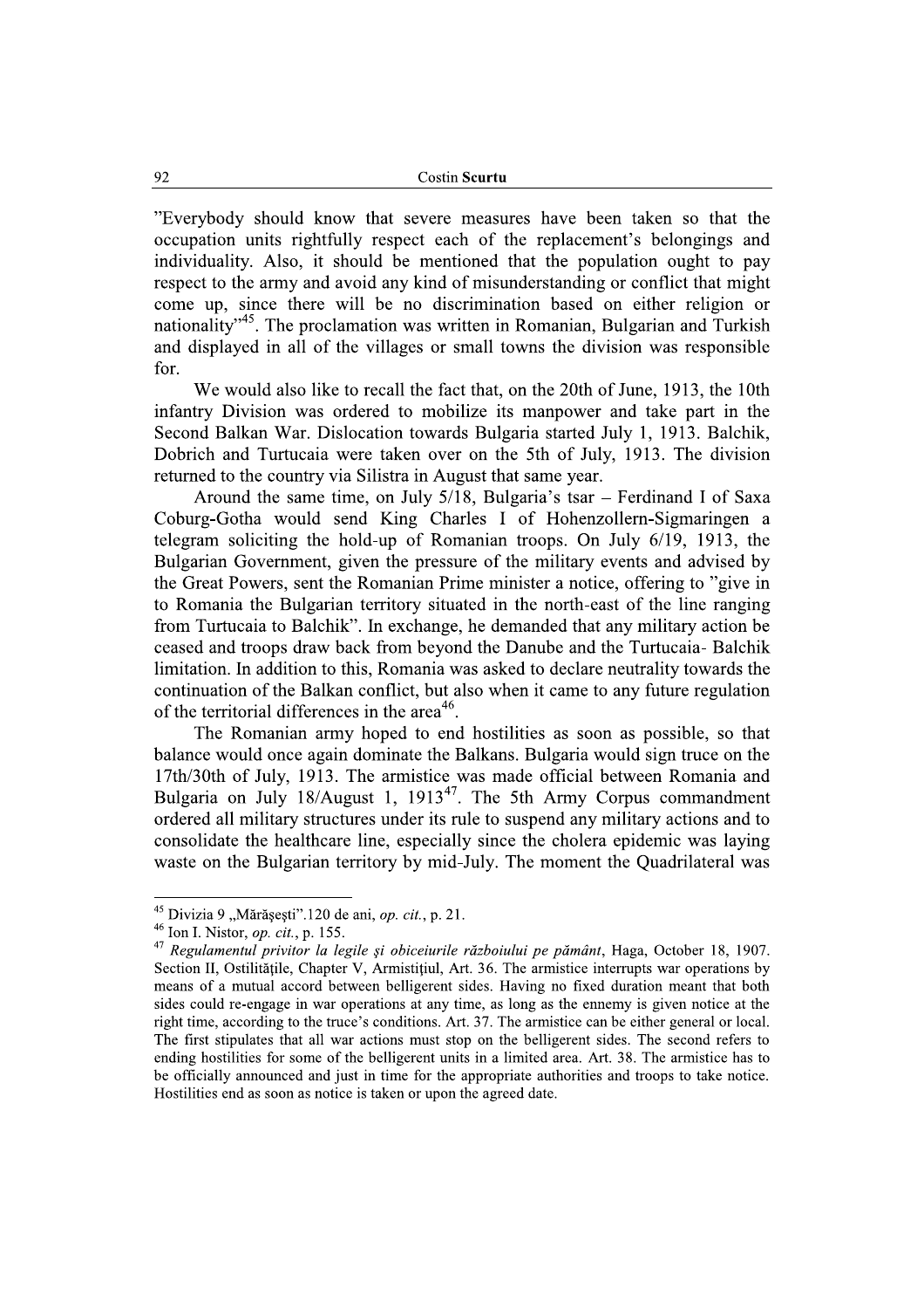"Everybody should know that severe measures have been taken so that the occupation units rightfully respect each of the replacement's belongings and individuality. Also, it should be mentioned that the population ought to pay respect to the army and avoid any kind of misunderstanding or conflict that might come up, since there will be no discrimination based on either religion or nationality"[45]. The proclamation was written in Romanian, Bulgarian and Turkish and displayed in all of the villages or small towns the division was responsible for.

We would also like to recall the fact that, on the 20th of June, 1913, the 10th infantry Division was ordered to mobilize its manpower and take part in the Second Balkan War. Dislocation towards Bulgaria started July 1, 1913. Balchik, Dobrich and Turtucaia were taken over on the 5th of July, 1913. The division returned to the country via Silistra in August that same year.

Around the same time, on July 5/18, Bulgaria's tsar – Ferdinand I of Saxa Coburg-Gotha would send King Charles I of Hohenzollern-Sigmaringen a telegram soliciting the hold-up of Romanian troops. On July 6/19, 1913, the Bulgarian Government, given the pressure of the military events and advised by the Great Powers, sent the Romanian Prime minister a notice, offering to "give in to Romania the Bulgarian territory situated in the north-east of the line ranging from Turtucaia to Balchik". In exchange, he demanded that any military action be ceased and troops draw back from beyond the Danube and the Turtucaia- Balchik limitation. In addition to this, Romania was asked to declare neutrality towards the continuation of the Balkan conflict, but also when it came to any future regulation of the territorial differences in the area[46].

The Romanian army hoped to end hostilities as soon as possible, so that balance would once again dominate the Balkans. Bulgaria would sign truce on the 17th/30th of July, 1913. The armistice was made official between Romania and Bulgaria on July 18/August 1, 1913[47]. The 5th Army Corpus commandment ordered all military structures under its rule to suspend any military actions and to consolidate the healthcare line, especially since the cholera epidemic was laying waste on the Bulgarian territory by mid-July. The moment the Quadrilateral was

---

[45] Divizia 9 „Mărăşeşti".120 de ani, *op. cit.*, p. 21.

[46] Ion I. Nistor, *op. cit.*, p. 155.

[47] *Regulamentul privitor la legile şi obiceiurile războiului pe pământ*, Haga, October 18, 1907. Section II, Ostilităţile, Chapter V, Armistiţiul, Art. 36. The armistice interrupts war operations by means of a mutual accord between belligerent sides. Having no fixed duration meant that both sides could re-engage in war operations at any time, as long as the ennemy is given notice at the right time, according to the truce's conditions. Art. 37. The armistice can be either general or local. The first stipulates that all war actions must stop on the belligerent sides. The second refers to ending hostilities for some of the belligerent units in a limited area. Art. 38. The armistice has to be officially announced and just in time for the appropriate authorities and troops to take notice. Hostilities end as soon as notice is taken or upon the agreed date.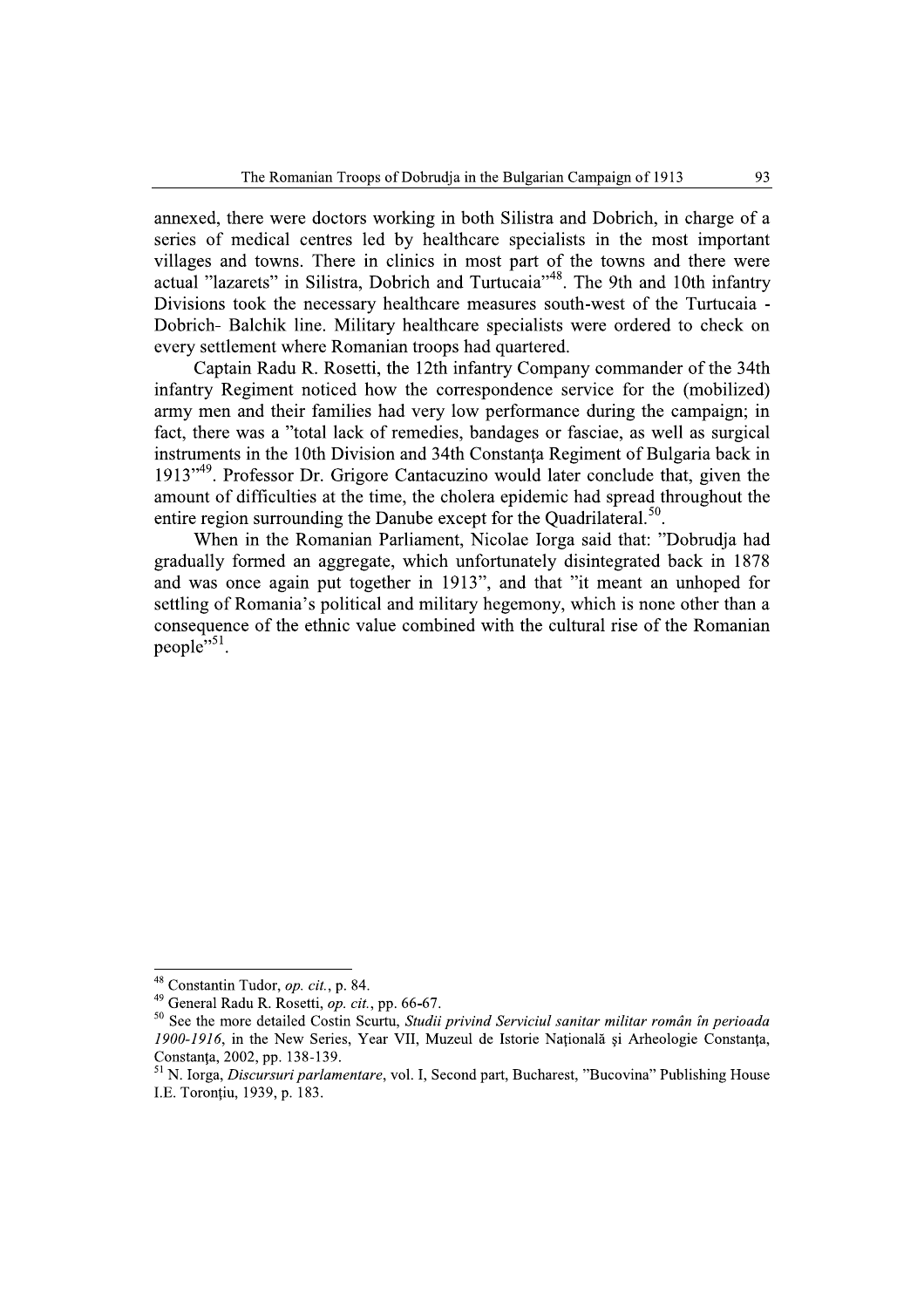annexed, there were doctors working in both Silistra and Dobrich, in charge of a series of medical centres led by healthcare specialists in the most important villages and towns. There in clinics in most part of the towns and there were actual "lazarets" in Silistra, Dobrich and Turtucaia"[48]. The 9th and 10th infantry Divisions took the necessary healthcare measures south-west of the Turtucaia - Dobrich- Balchik line. Military healthcare specialists were ordered to check on every settlement where Romanian troops had quartered.

Captain Radu R. Rosetti, the 12th infantry Company commander of the 34th infantry Regiment noticed how the correspondence service for the (mobilized) army men and their families had very low performance during the campaign; in fact, there was a "total lack of remedies, bandages or fasciae, as well as surgical instruments in the 10th Division and 34th Constanţa Regiment of Bulgaria back in 1913"[49]. Professor Dr. Grigore Cantacuzino would later conclude that, given the amount of difficulties at the time, the cholera epidemic had spread throughout the entire region surrounding the Danube except for the Quadrilateral.[50].

When in the Romanian Parliament, Nicolae Iorga said that: "Dobrudja had gradually formed an aggregate, which unfortunately disintegrated back in 1878 and was once again put together in 1913", and that "it meant an unhoped for settling of Romania's political and military hegemony, which is none other than a consequence of the ethnic value combined with the cultural rise of the Romanian people"[51].

---

[48] Constantin Tudor, *op. cit.*, p. 84.

[49] General Radu R. Rosetti, *op. cit.*, pp. 66-67.

[50] See the more detailed Costin Scurtu, *Studii privind Serviciul sanitar militar român în perioada 1900-1916*, in the New Series, Year VII, Muzeul de Istorie Naţională şi Arheologie Constanţa, Constanţa, 2002, pp. 138-139.

[51] N. Iorga, *Discursuri parlamentare*, vol. I, Second part, Bucharest, "Bucovina" Publishing House I.E. Torontiu, 1939, p. 183.